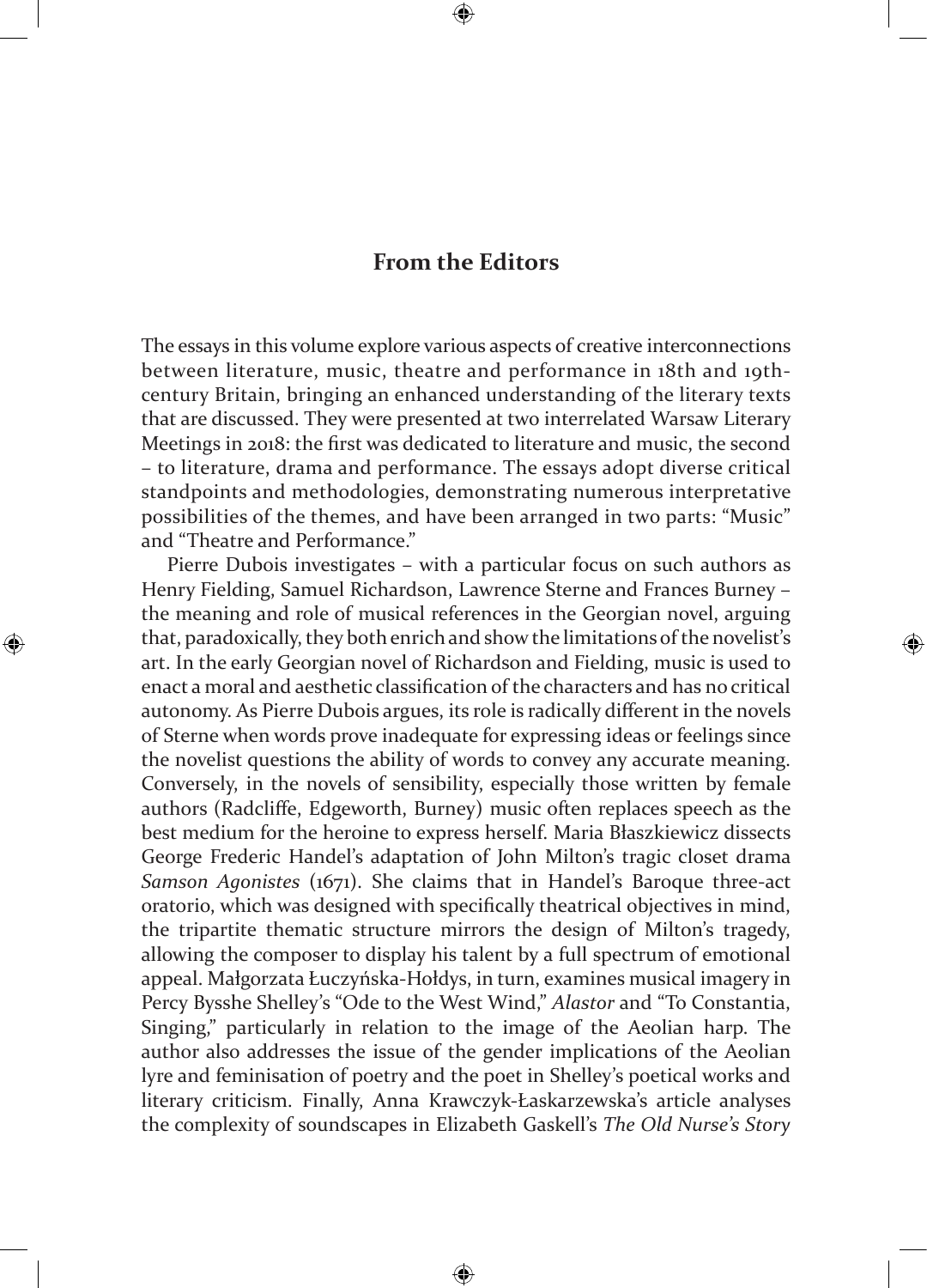## From the Editors

The essays in this volume explore various aspects of creative interconnections between literature, music, theatre and performance in 18th and 19th-century Britain, bringing an enhanced understanding of the literary texts that are discussed. They were presented at two interrelated Warsaw Literary Meetings in 2018: the first was dedicated to literature and music, the second – to literature, drama and performance. The essays adopt diverse critical standpoints and methodologies, demonstrating numerous interpretative possibilities of the themes, and have been arranged in two parts: "Music" and "Theatre and Performance."

Pierre Dubois investigates – with a particular focus on such authors as Henry Fielding, Samuel Richardson, Lawrence Sterne and Frances Burney – the meaning and role of musical references in the Georgian novel, arguing that, paradoxically, they both enrich and show the limitations of the novelist's art. In the early Georgian novel of Richardson and Fielding, music is used to enact a moral and aesthetic classification of the characters and has no critical autonomy. As Pierre Dubois argues, its role is radically different in the novels of Sterne when words prove inadequate for expressing ideas or feelings since the novelist questions the ability of words to convey any accurate meaning. Conversely, in the novels of sensibility, especially those written by female authors (Radcliffe, Edgeworth, Burney) music often replaces speech as the best medium for the heroine to express herself. Maria Błaszkiewicz dissects George Frederic Handel's adaptation of John Milton's tragic closet drama *Samson Agonistes* (1671). She claims that in Handel's Baroque three-act oratorio, which was designed with specifically theatrical objectives in mind, the tripartite thematic structure mirrors the design of Milton's tragedy, allowing the composer to display his talent by a full spectrum of emotional appeal. Małgorzata Łuczyńska-Hołdys, in turn, examines musical imagery in Percy Bysshe Shelley's "Ode to the West Wind," *Alastor* and "To Constantia, Singing," particularly in relation to the image of the Aeolian harp. The author also addresses the issue of the gender implications of the Aeolian lyre and feminisation of poetry and the poet in Shelley's poetical works and literary criticism. Finally, Anna Krawczyk-Łaskarzewska's article analyses the complexity of soundscapes in Elizabeth Gaskell's *The Old Nurse's Story*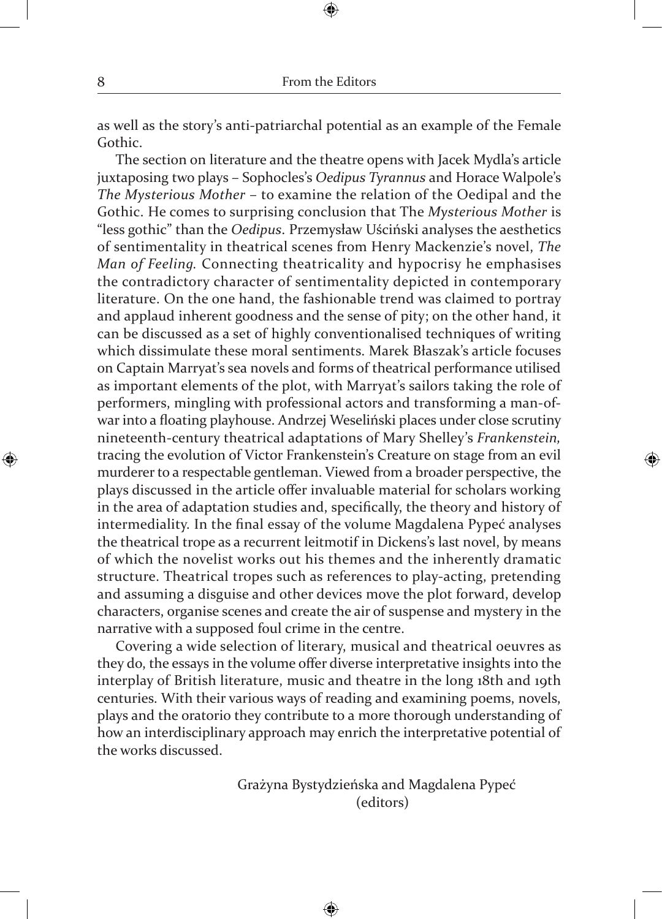as well as the story's anti-patriarchal potential as an example of the Female Gothic.

The section on literature and the theatre opens with Jacek Mydla's article juxtaposing two plays – Sophocles's *Oedipus Tyrannus* and Horace Walpole's *The Mysterious Mother* – to examine the relation of the Oedipal and the Gothic. He comes to surprising conclusion that The *Mysterious Mother* is "less gothic" than the *Oedipus*. Przemysław Uściński analyses the aesthetics of sentimentality in theatrical scenes from Henry Mackenzie's novel, *The Man of Feeling.* Connecting theatricality and hypocrisy he emphasises the contradictory character of sentimentality depicted in contemporary literature. On the one hand, the fashionable trend was claimed to portray and applaud inherent goodness and the sense of pity; on the other hand, it can be discussed as a set of highly conventionalised techniques of writing which dissimulate these moral sentiments. Marek Błaszak's article focuses on Captain Marryat's sea novels and forms of theatrical performance utilised as important elements of the plot, with Marryat's sailors taking the role of performers, mingling with professional actors and transforming a man-of-war into a floating playhouse. Andrzej Weseliński places under close scrutiny nineteenth-century theatrical adaptations of Mary Shelley's *Frankenstein,* tracing the evolution of Victor Frankenstein's Creature on stage from an evil murderer to a respectable gentleman. Viewed from a broader perspective, the plays discussed in the article offer invaluable material for scholars working in the area of adaptation studies and, specifically, the theory and history of intermediality. In the final essay of the volume Magdalena Pypeć analyses the theatrical trope as a recurrent leitmotif in Dickens's last novel, by means of which the novelist works out his themes and the inherently dramatic structure. Theatrical tropes such as references to play-acting, pretending and assuming a disguise and other devices move the plot forward, develop characters, organise scenes and create the air of suspense and mystery in the narrative with a supposed foul crime in the centre.

Covering a wide selection of literary, musical and theatrical oeuvres as they do, the essays in the volume offer diverse interpretative insights into the interplay of British literature, music and theatre in the long 18th and 19th centuries. With their various ways of reading and examining poems, novels, plays and the oratorio they contribute to a more thorough understanding of how an interdisciplinary approach may enrich the interpretative potential of the works discussed.

Grażyna Bystydzieńska and Magdalena Pypeć
(editors)